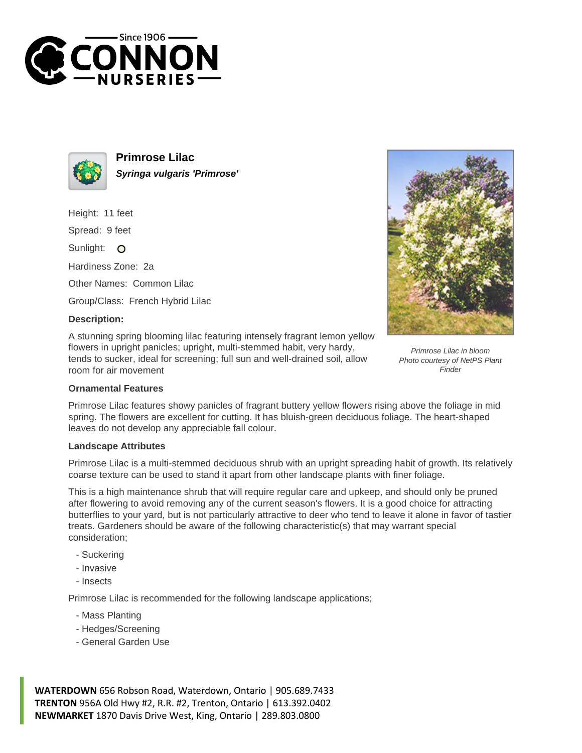# Primrose Lilac

***Syringa vulgaris 'Primrose'***

Height: 11 feet

Spread: 9 feet

Sunlight: ○

Hardiness Zone: 2a

Other Names: Common Lilac

Group/Class: French Hybrid Lilac

**Description:**

A stunning spring blooming lilac featuring intensely fragrant lemon yellow flowers in upright panicles; upright, multi-stemmed habit, very hardy, tends to sucker, ideal for screening; full sun and well-drained soil, allow room for air movement

*Primrose Lilac in bloom*
*Photo courtesy of NetPS Plant Finder*

### Ornamental Features

Primrose Lilac features showy panicles of fragrant buttery yellow flowers rising above the foliage in mid spring. The flowers are excellent for cutting. It has bluish-green deciduous foliage. The heart-shaped leaves do not develop any appreciable fall colour.

### Landscape Attributes

Primrose Lilac is a multi-stemmed deciduous shrub with an upright spreading habit of growth. Its relatively coarse texture can be used to stand it apart from other landscape plants with finer foliage.

This is a high maintenance shrub that will require regular care and upkeep, and should only be pruned after flowering to avoid removing any of the current season's flowers. It is a good choice for attracting butterflies to your yard, but is not particularly attractive to deer who tend to leave it alone in favor of tastier treats. Gardeners should be aware of the following characteristic(s) that may warrant special consideration;

- Suckering
- Invasive
- Insects

Primrose Lilac is recommended for the following landscape applications;

- Mass Planting
- Hedges/Screening
- General Garden Use

**WATERDOWN** 656 Robson Road, Waterdown, Ontario | 905.689.7433
**TRENTON** 956A Old Hwy #2, R.R. #2, Trenton, Ontario | 613.392.0402
**NEWMARKET** 1870 Davis Drive West, King, Ontario | 289.803.0800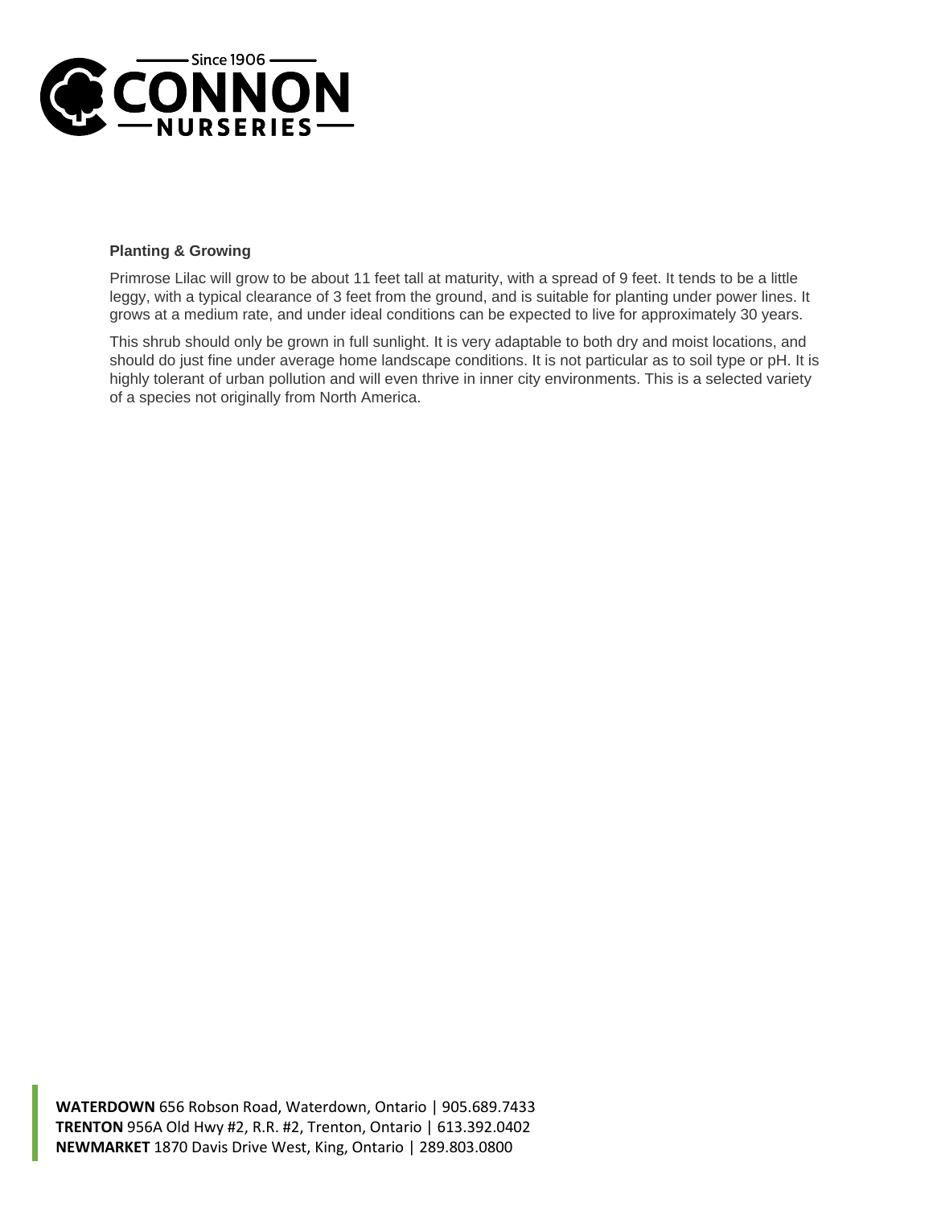### Planting & Growing

Primrose Lilac will grow to be about 11 feet tall at maturity, with a spread of 9 feet. It tends to be a little leggy, with a typical clearance of 3 feet from the ground, and is suitable for planting under power lines. It grows at a medium rate, and under ideal conditions can be expected to live for approximately 30 years.

This shrub should only be grown in full sunlight. It is very adaptable to both dry and moist locations, and should do just fine under average home landscape conditions. It is not particular as to soil type or pH. It is highly tolerant of urban pollution and will even thrive in inner city environments. This is a selected variety of a species not originally from North America.